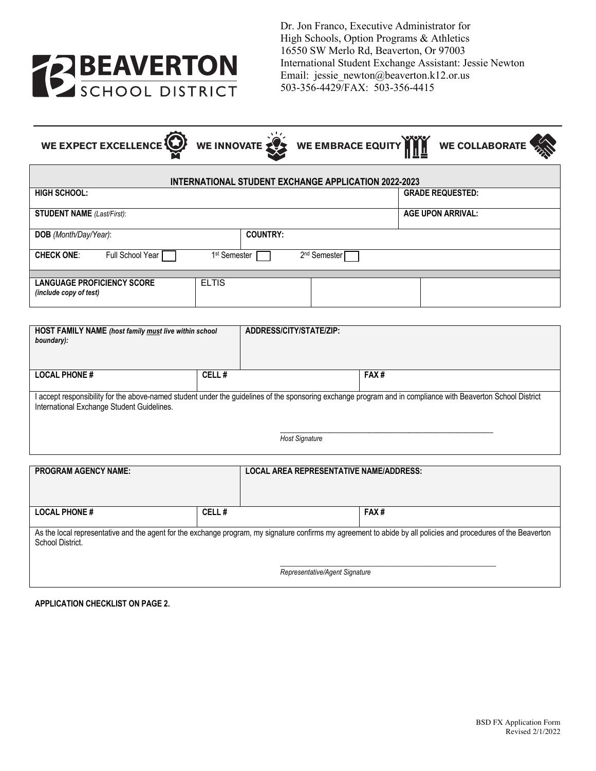**BEAVERTON SCHOOL DISTRICT**

Dr. Jon Franco, Executive Administrator for
High Schools, Option Programs & Athletics
16550 SW Merlo Rd, Beaverton, Or 97003
International Student Exchange Assistant: Jessie Newton
Email: jessie_newton@beaverton.k12.or.us
503-356-4429/FAX: 503-356-4415

**WE EXPECT EXCELLENCE** **WE INNOVATE** **WE EMBRACE EQUITY** **WE COLLABORATE**

## INTERNATIONAL STUDENT EXCHANGE APPLICATION 2022-2023

| | | | |
|---|---|---|---|
| **HIGH SCHOOL:** | | | **GRADE REQUESTED:** |
| **STUDENT NAME** *(Last/First)*: | | | **AGE UPON ARRIVAL:** |
| **DOB** *(Month/Day/Year)*: | **COUNTRY:** | | |
| **CHECK ONE**: Full School Year ☐ | 1st Semester ☐ | 2nd Semester ☐ | |
| **LANGUAGE PROFICIENCY SCORE** *(include copy of test)* | ELTIS | | |

| | | |
|---|---|---|
| **HOST FAMILY NAME** *(host family must live within school boundary)*: | **ADDRESS/CITY/STATE/ZIP:** | |
| **LOCAL PHONE #** | **CELL #** | **FAX #** |

I accept responsibility for the above-named student under the guidelines of the sponsoring exchange program and in compliance with Beaverton School District International Exchange Student Guidelines.

\_\_\_\_\_\_\_\_\_\_\_\_\_\_\_\_\_\_\_\_\_\_\_\_\_\_\_\_\_\_\_\_\_\_\_\_\_\_\_\_\_\_
*Host Signature*

| | | |
|---|---|---|
| **PROGRAM AGENCY NAME:** | **LOCAL AREA REPRESENTATIVE NAME/ADDRESS:** | |
| **LOCAL PHONE #** | **CELL #** | **FAX #** |

As the local representative and the agent for the exchange program, my signature confirms my agreement to abide by all policies and procedures of the Beaverton School District.

\_\_\_\_\_\_\_\_\_\_\_\_\_\_\_\_\_\_\_\_\_\_\_\_\_\_\_\_\_\_\_\_\_\_\_\_\_\_\_\_\_\_
*Representative/Agent Signature*

**APPLICATION CHECKLIST ON PAGE 2.**

BSD FX Application Form
Revised 2/1/2022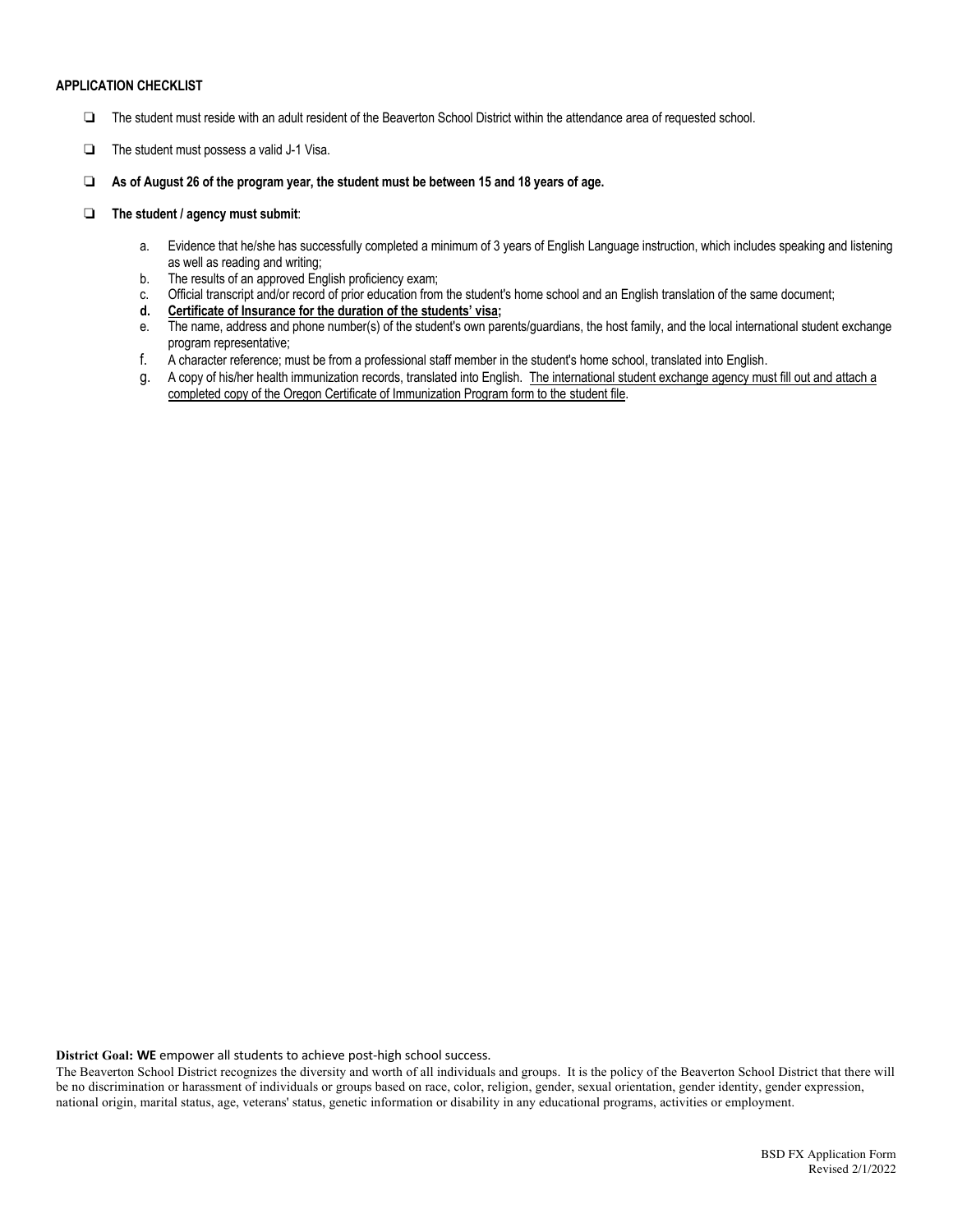**APPLICATION CHECKLIST**

- ❏ The student must reside with an adult resident of the Beaverton School District within the attendance area of requested school.
- ❏ The student must possess a valid J-1 Visa.
- ❏ **As of August 26 of the program year, the student must be between 15 and 18 years of age.**
- ❏ **The student / agency must submit**:

  a. Evidence that he/she has successfully completed a minimum of 3 years of English Language instruction, which includes speaking and listening as well as reading and writing;
  b. The results of an approved English proficiency exam;
  c. Official transcript and/or record of prior education from the student's home school and an English translation of the same document;
  d. <u>**Certificate of Insurance for the duration of the students' visa;**</u>
  e. The name, address and phone number(s) of the student's own parents/guardians, the host family, and the local international student exchange program representative;
  f. A character reference; must be from a professional staff member in the student's home school, translated into English.
  g. A copy of his/her health immunization records, translated into English. <u>The international student exchange agency must fill out and attach a completed copy of the Oregon Certificate of Immunization Program form to the student file</u>.

**District Goal: WE** empower all students to achieve post-high school success.

The Beaverton School District recognizes the diversity and worth of all individuals and groups. It is the policy of the Beaverton School District that there will be no discrimination or harassment of individuals or groups based on race, color, religion, gender, sexual orientation, gender identity, gender expression, national origin, marital status, age, veterans' status, genetic information or disability in any educational programs, activities or employment.

BSD FX Application Form
Revised 2/1/2022